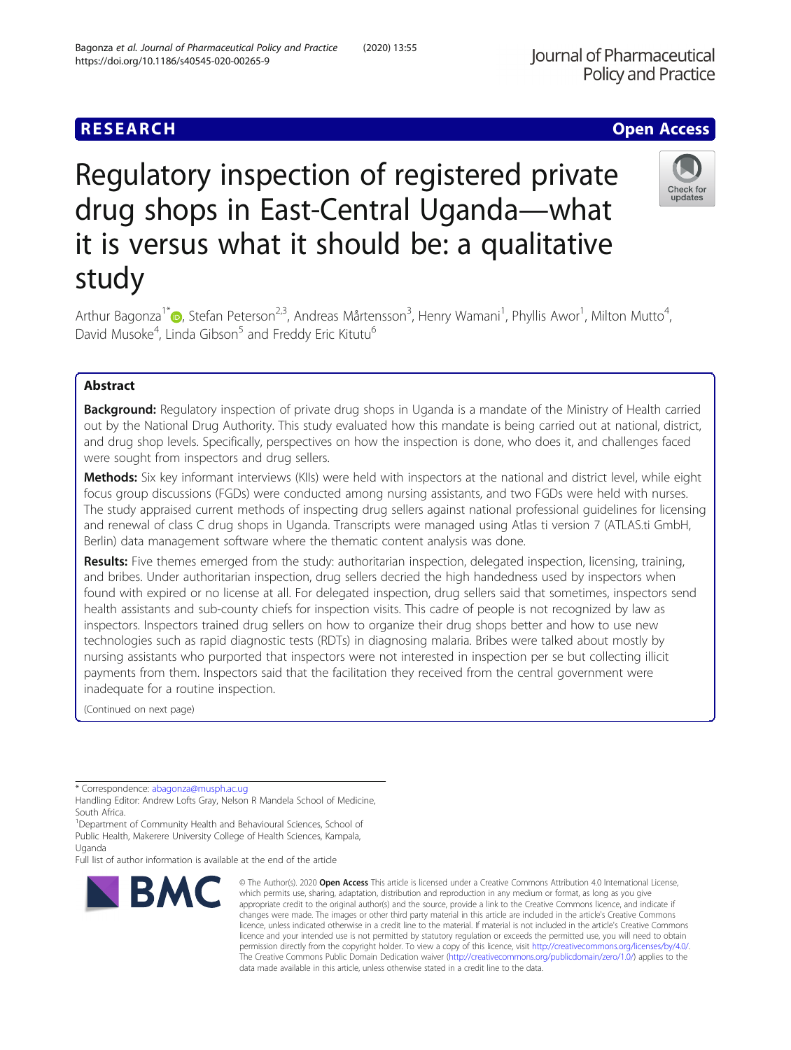RESEARCH

Open Access

# Regulatory inspection of registered private drug shops in East-Central Uganda—what it is versus what it should be: a qualitative study

Arthur Bagonza[1*], Stefan Peterson[2,3], Andreas Mårtensson[3], Henry Wamani[1], Phyllis Awor[1], Milton Mutto[4], David Musoke[4], Linda Gibson[5] and Freddy Eric Kitutu[6]

## Abstract

**Background:** Regulatory inspection of private drug shops in Uganda is a mandate of the Ministry of Health carried out by the National Drug Authority. This study evaluated how this mandate is being carried out at national, district, and drug shop levels. Specifically, perspectives on how the inspection is done, who does it, and challenges faced were sought from inspectors and drug sellers.

**Methods:** Six key informant interviews (KIIs) were held with inspectors at the national and district level, while eight focus group discussions (FGDs) were conducted among nursing assistants, and two FGDs were held with nurses. The study appraised current methods of inspecting drug sellers against national professional guidelines for licensing and renewal of class C drug shops in Uganda. Transcripts were managed using Atlas ti version 7 (ATLAS.ti GmbH, Berlin) data management software where the thematic content analysis was done.

**Results:** Five themes emerged from the study: authoritarian inspection, delegated inspection, licensing, training, and bribes. Under authoritarian inspection, drug sellers decried the high handedness used by inspectors when found with expired or no license at all. For delegated inspection, drug sellers said that sometimes, inspectors send health assistants and sub-county chiefs for inspection visits. This cadre of people is not recognized by law as inspectors. Inspectors trained drug sellers on how to organize their drug shops better and how to use new technologies such as rapid diagnostic tests (RDTs) in diagnosing malaria. Bribes were talked about mostly by nursing assistants who purported that inspectors were not interested in inspection per se but collecting illicit payments from them. Inspectors said that the facilitation they received from the central government were inadequate for a routine inspection.

(Continued on next page)

* Correspondence: abagonza@musph.ac.ug

Handling Editor: Andrew Lofts Gray, Nelson R Mandela School of Medicine, South Africa.

[1]Department of Community Health and Behavioural Sciences, School of Public Health, Makerere University College of Health Sciences, Kampala, Uganda

Full list of author information is available at the end of the article

© The Author(s). 2020 **Open Access** This article is licensed under a Creative Commons Attribution 4.0 International License, which permits use, sharing, adaptation, distribution and reproduction in any medium or format, as long as you give appropriate credit to the original author(s) and the source, provide a link to the Creative Commons licence, and indicate if changes were made. The images or other third party material in this article are included in the article's Creative Commons licence, unless indicated otherwise in a credit line to the material. If material is not included in the article's Creative Commons licence and your intended use is not permitted by statutory regulation or exceeds the permitted use, you will need to obtain permission directly from the copyright holder. To view a copy of this licence, visit http://creativecommons.org/licenses/by/4.0/. The Creative Commons Public Domain Dedication waiver (http://creativecommons.org/publicdomain/zero/1.0/) applies to the data made available in this article, unless otherwise stated in a credit line to the data.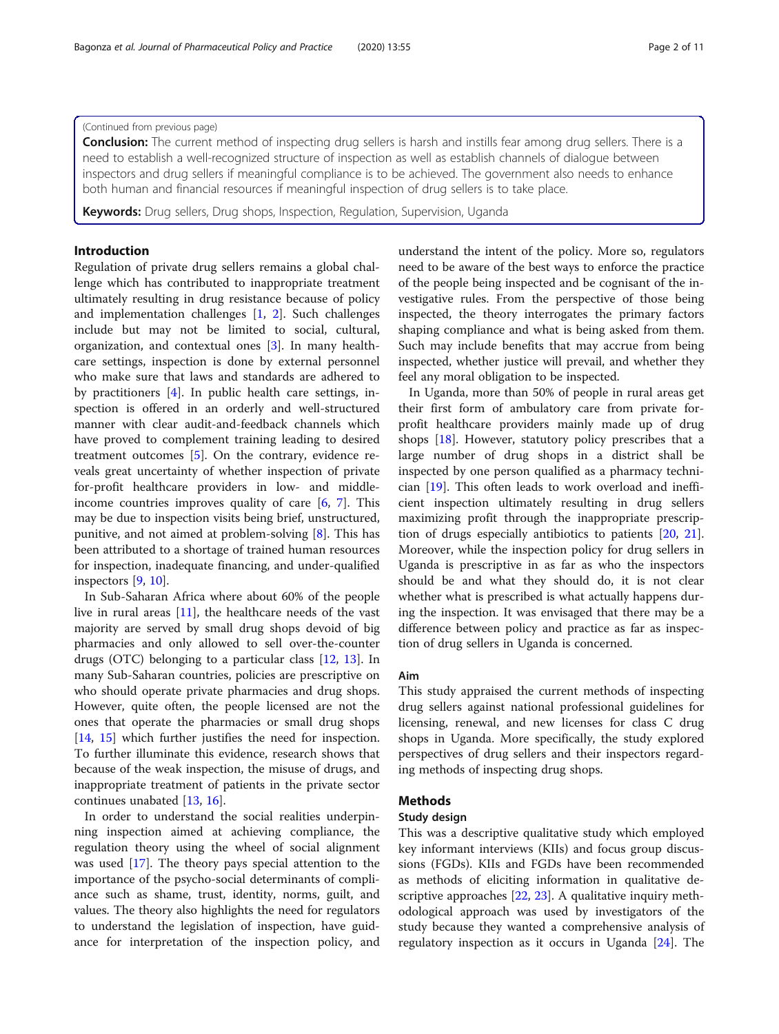(Continued from previous page)

**Conclusion:** The current method of inspecting drug sellers is harsh and instills fear among drug sellers. There is a need to establish a well-recognized structure of inspection as well as establish channels of dialogue between inspectors and drug sellers if meaningful compliance is to be achieved. The government also needs to enhance both human and financial resources if meaningful inspection of drug sellers is to take place.

**Keywords:** Drug sellers, Drug shops, Inspection, Regulation, Supervision, Uganda

## Introduction

Regulation of private drug sellers remains a global challenge which has contributed to inappropriate treatment ultimately resulting in drug resistance because of policy and implementation challenges [1, 2]. Such challenges include but may not be limited to social, cultural, organization, and contextual ones [3]. In many healthcare settings, inspection is done by external personnel who make sure that laws and standards are adhered to by practitioners [4]. In public health care settings, inspection is offered in an orderly and well-structured manner with clear audit-and-feedback channels which have proved to complement training leading to desired treatment outcomes [5]. On the contrary, evidence reveals great uncertainty of whether inspection of private for-profit healthcare providers in low- and middle-income countries improves quality of care [6, 7]. This may be due to inspection visits being brief, unstructured, punitive, and not aimed at problem-solving [8]. This has been attributed to a shortage of trained human resources for inspection, inadequate financing, and under-qualified inspectors [9, 10].

In Sub-Saharan Africa where about 60% of the people live in rural areas [11], the healthcare needs of the vast majority are served by small drug shops devoid of big pharmacies and only allowed to sell over-the-counter drugs (OTC) belonging to a particular class [12, 13]. In many Sub-Saharan countries, policies are prescriptive on who should operate private pharmacies and drug shops. However, quite often, the people licensed are not the ones that operate the pharmacies or small drug shops [14, 15] which further justifies the need for inspection. To further illuminate this evidence, research shows that because of the weak inspection, the misuse of drugs, and inappropriate treatment of patients in the private sector continues unabated [13, 16].

In order to understand the social realities underpinning inspection aimed at achieving compliance, the regulation theory using the wheel of social alignment was used [17]. The theory pays special attention to the importance of the psycho-social determinants of compliance such as shame, trust, identity, norms, guilt, and values. The theory also highlights the need for regulators to understand the legislation of inspection, have guidance for interpretation of the inspection policy, and understand the intent of the policy. More so, regulators need to be aware of the best ways to enforce the practice of the people being inspected and be cognisant of the investigative rules. From the perspective of those being inspected, the theory interrogates the primary factors shaping compliance and what is being asked from them. Such may include benefits that may accrue from being inspected, whether justice will prevail, and whether they feel any moral obligation to be inspected.

In Uganda, more than 50% of people in rural areas get their first form of ambulatory care from private for-profit healthcare providers mainly made up of drug shops [18]. However, statutory policy prescribes that a large number of drug shops in a district shall be inspected by one person qualified as a pharmacy technician [19]. This often leads to work overload and inefficient inspection ultimately resulting in drug sellers maximizing profit through the inappropriate prescription of drugs especially antibiotics to patients [20, 21]. Moreover, while the inspection policy for drug sellers in Uganda is prescriptive in as far as who the inspectors should be and what they should do, it is not clear whether what is prescribed is what actually happens during the inspection. It was envisaged that there may be a difference between policy and practice as far as inspection of drug sellers in Uganda is concerned.

### Aim

This study appraised the current methods of inspecting drug sellers against national professional guidelines for licensing, renewal, and new licenses for class C drug shops in Uganda. More specifically, the study explored perspectives of drug sellers and their inspectors regarding methods of inspecting drug shops.

## Methods

### Study design

This was a descriptive qualitative study which employed key informant interviews (KIIs) and focus group discussions (FGDs). KIIs and FGDs have been recommended as methods of eliciting information in qualitative descriptive approaches [22, 23]. A qualitative inquiry methodological approach was used by investigators of the study because they wanted a comprehensive analysis of regulatory inspection as it occurs in Uganda [24]. The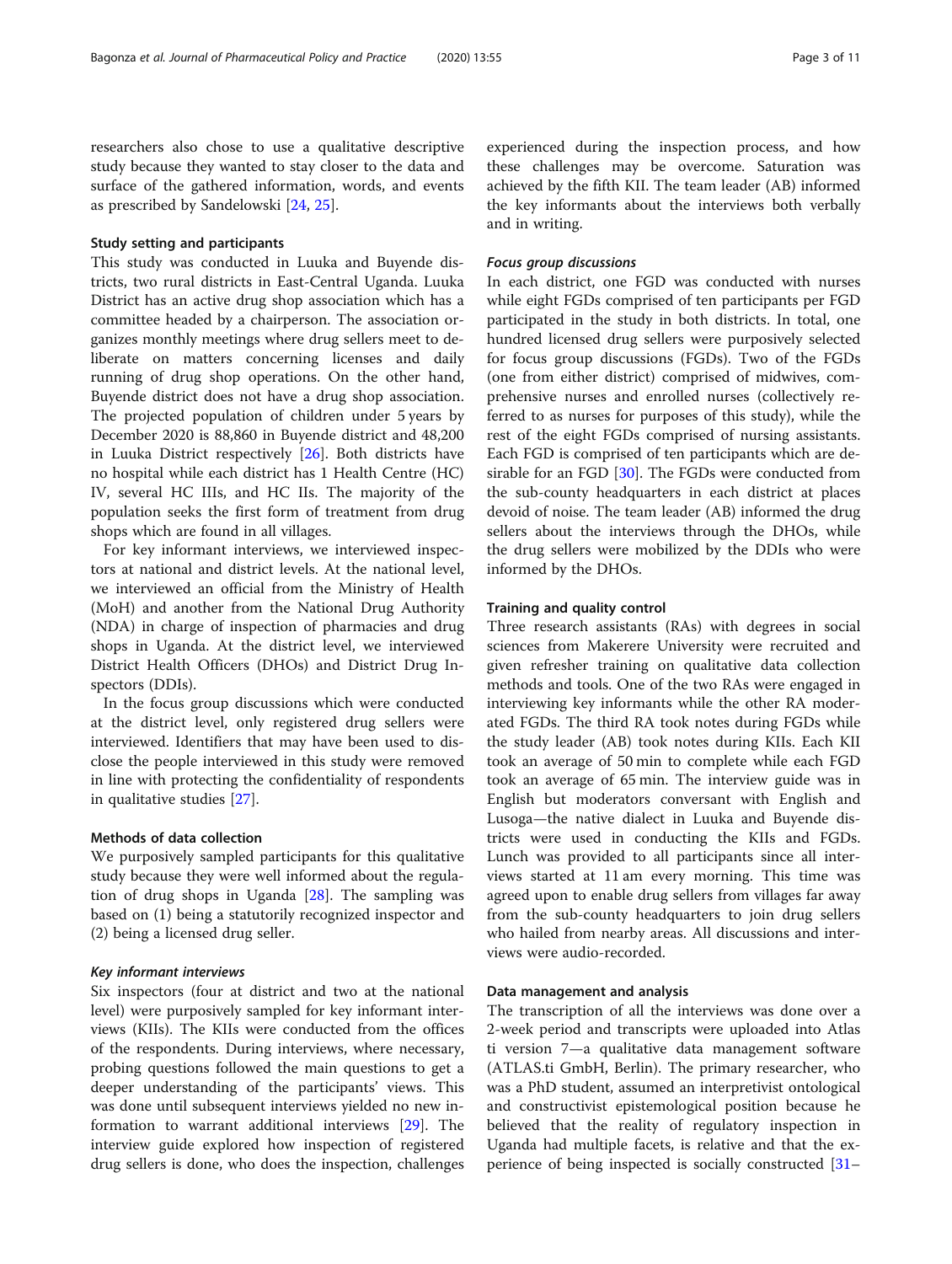researchers also chose to use a qualitative descriptive study because they wanted to stay closer to the data and surface of the gathered information, words, and events as prescribed by Sandelowski [24, 25].

### Study setting and participants

This study was conducted in Luuka and Buyende districts, two rural districts in East-Central Uganda. Luuka District has an active drug shop association which has a committee headed by a chairperson. The association organizes monthly meetings where drug sellers meet to deliberate on matters concerning licenses and daily running of drug shop operations. On the other hand, Buyende district does not have a drug shop association. The projected population of children under 5 years by December 2020 is 88,860 in Buyende district and 48,200 in Luuka District respectively [26]. Both districts have no hospital while each district has 1 Health Centre (HC) IV, several HC IIIs, and HC IIs. The majority of the population seeks the first form of treatment from drug shops which are found in all villages.

For key informant interviews, we interviewed inspectors at national and district levels. At the national level, we interviewed an official from the Ministry of Health (MoH) and another from the National Drug Authority (NDA) in charge of inspection of pharmacies and drug shops in Uganda. At the district level, we interviewed District Health Officers (DHOs) and District Drug Inspectors (DDIs).

In the focus group discussions which were conducted at the district level, only registered drug sellers were interviewed. Identifiers that may have been used to disclose the people interviewed in this study were removed in line with protecting the confidentiality of respondents in qualitative studies [27].

### Methods of data collection

We purposively sampled participants for this qualitative study because they were well informed about the regulation of drug shops in Uganda [28]. The sampling was based on (1) being a statutorily recognized inspector and (2) being a licensed drug seller.

#### *Key informant interviews*

Six inspectors (four at district and two at the national level) were purposively sampled for key informant interviews (KIIs). The KIIs were conducted from the offices of the respondents. During interviews, where necessary, probing questions followed the main questions to get a deeper understanding of the participants' views. This was done until subsequent interviews yielded no new information to warrant additional interviews [29]. The interview guide explored how inspection of registered drug sellers is done, who does the inspection, challenges experienced during the inspection process, and how these challenges may be overcome. Saturation was achieved by the fifth KII. The team leader (AB) informed the key informants about the interviews both verbally and in writing.

#### *Focus group discussions*

In each district, one FGD was conducted with nurses while eight FGDs comprised of ten participants per FGD participated in the study in both districts. In total, one hundred licensed drug sellers were purposively selected for focus group discussions (FGDs). Two of the FGDs (one from either district) comprised of midwives, comprehensive nurses and enrolled nurses (collectively referred to as nurses for purposes of this study), while the rest of the eight FGDs comprised of nursing assistants. Each FGD is comprised of ten participants which are desirable for an FGD [30]. The FGDs were conducted from the sub-county headquarters in each district at places devoid of noise. The team leader (AB) informed the drug sellers about the interviews through the DHOs, while the drug sellers were mobilized by the DDIs who were informed by the DHOs.

### Training and quality control

Three research assistants (RAs) with degrees in social sciences from Makerere University were recruited and given refresher training on qualitative data collection methods and tools. One of the two RAs were engaged in interviewing key informants while the other RA moderated FGDs. The third RA took notes during FGDs while the study leader (AB) took notes during KIIs. Each KII took an average of 50 min to complete while each FGD took an average of 65 min. The interview guide was in English but moderators conversant with English and Lusoga—the native dialect in Luuka and Buyende districts were used in conducting the KIIs and FGDs. Lunch was provided to all participants since all interviews started at 11 am every morning. This time was agreed upon to enable drug sellers from villages far away from the sub-county headquarters to join drug sellers who hailed from nearby areas. All discussions and interviews were audio-recorded.

### Data management and analysis

The transcription of all the interviews was done over a 2-week period and transcripts were uploaded into Atlas ti version 7—a qualitative data management software (ATLAS.ti GmbH, Berlin). The primary researcher, who was a PhD student, assumed an interpretivist ontological and constructivist epistemological position because he believed that the reality of regulatory inspection in Uganda had multiple facets, is relative and that the experience of being inspected is socially constructed [31–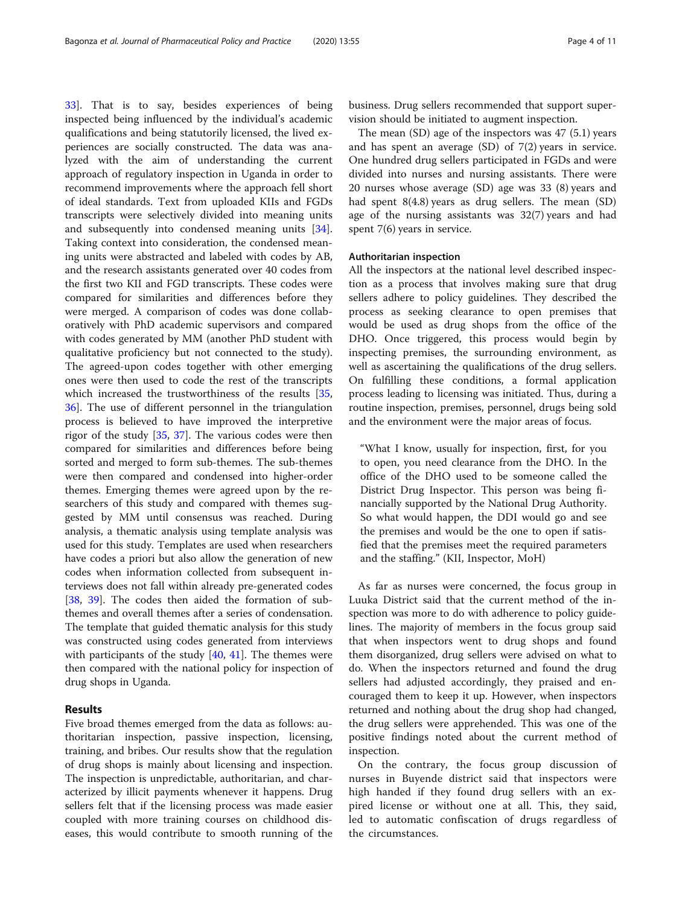33]. That is to say, besides experiences of being inspected being influenced by the individual's academic qualifications and being statutorily licensed, the lived experiences are socially constructed. The data was analyzed with the aim of understanding the current approach of regulatory inspection in Uganda in order to recommend improvements where the approach fell short of ideal standards. Text from uploaded KIIs and FGDs transcripts were selectively divided into meaning units and subsequently into condensed meaning units [34]. Taking context into consideration, the condensed meaning units were abstracted and labeled with codes by AB, and the research assistants generated over 40 codes from the first two KII and FGD transcripts. These codes were compared for similarities and differences before they were merged. A comparison of codes was done collaboratively with PhD academic supervisors and compared with codes generated by MM (another PhD student with qualitative proficiency but not connected to the study). The agreed-upon codes together with other emerging ones were then used to code the rest of the transcripts which increased the trustworthiness of the results [35, 36]. The use of different personnel in the triangulation process is believed to have improved the interpretive rigor of the study [35, 37]. The various codes were then compared for similarities and differences before being sorted and merged to form sub-themes. The sub-themes were then compared and condensed into higher-order themes. Emerging themes were agreed upon by the researchers of this study and compared with themes suggested by MM until consensus was reached. During analysis, a thematic analysis using template analysis was used for this study. Templates are used when researchers have codes a priori but also allow the generation of new codes when information collected from subsequent interviews does not fall within already pre-generated codes [38, 39]. The codes then aided the formation of sub-themes and overall themes after a series of condensation. The template that guided thematic analysis for this study was constructed using codes generated from interviews with participants of the study [40, 41]. The themes were then compared with the national policy for inspection of drug shops in Uganda.

## Results

Five broad themes emerged from the data as follows: authoritarian inspection, passive inspection, licensing, training, and bribes. Our results show that the regulation of drug shops is mainly about licensing and inspection. The inspection is unpredictable, authoritarian, and characterized by illicit payments whenever it happens. Drug sellers felt that if the licensing process was made easier coupled with more training courses on childhood diseases, this would contribute to smooth running of the business. Drug sellers recommended that support supervision should be initiated to augment inspection.

The mean (SD) age of the inspectors was 47 (5.1) years and has spent an average (SD) of 7(2) years in service. One hundred drug sellers participated in FGDs and were divided into nurses and nursing assistants. There were 20 nurses whose average (SD) age was 33 (8) years and had spent 8(4.8) years as drug sellers. The mean (SD) age of the nursing assistants was 32(7) years and had spent 7(6) years in service.

### Authoritarian inspection

All the inspectors at the national level described inspection as a process that involves making sure that drug sellers adhere to policy guidelines. They described the process as seeking clearance to open premises that would be used as drug shops from the office of the DHO. Once triggered, this process would begin by inspecting premises, the surrounding environment, as well as ascertaining the qualifications of the drug sellers. On fulfilling these conditions, a formal application process leading to licensing was initiated. Thus, during a routine inspection, premises, personnel, drugs being sold and the environment were the major areas of focus.

> "What I know, usually for inspection, first, for you to open, you need clearance from the DHO. In the office of the DHO used to be someone called the District Drug Inspector. This person was being financially supported by the National Drug Authority. So what would happen, the DDI would go and see the premises and would be the one to open if satisfied that the premises meet the required parameters and the staffing." (KII, Inspector, MoH)

As far as nurses were concerned, the focus group in Luuka District said that the current method of the inspection was more to do with adherence to policy guidelines. The majority of members in the focus group said that when inspectors went to drug shops and found them disorganized, drug sellers were advised on what to do. When the inspectors returned and found the drug sellers had adjusted accordingly, they praised and encouraged them to keep it up. However, when inspectors returned and nothing about the drug shop had changed, the drug sellers were apprehended. This was one of the positive findings noted about the current method of inspection.

On the contrary, the focus group discussion of nurses in Buyende district said that inspectors were high handed if they found drug sellers with an expired license or without one at all. This, they said, led to automatic confiscation of drugs regardless of the circumstances.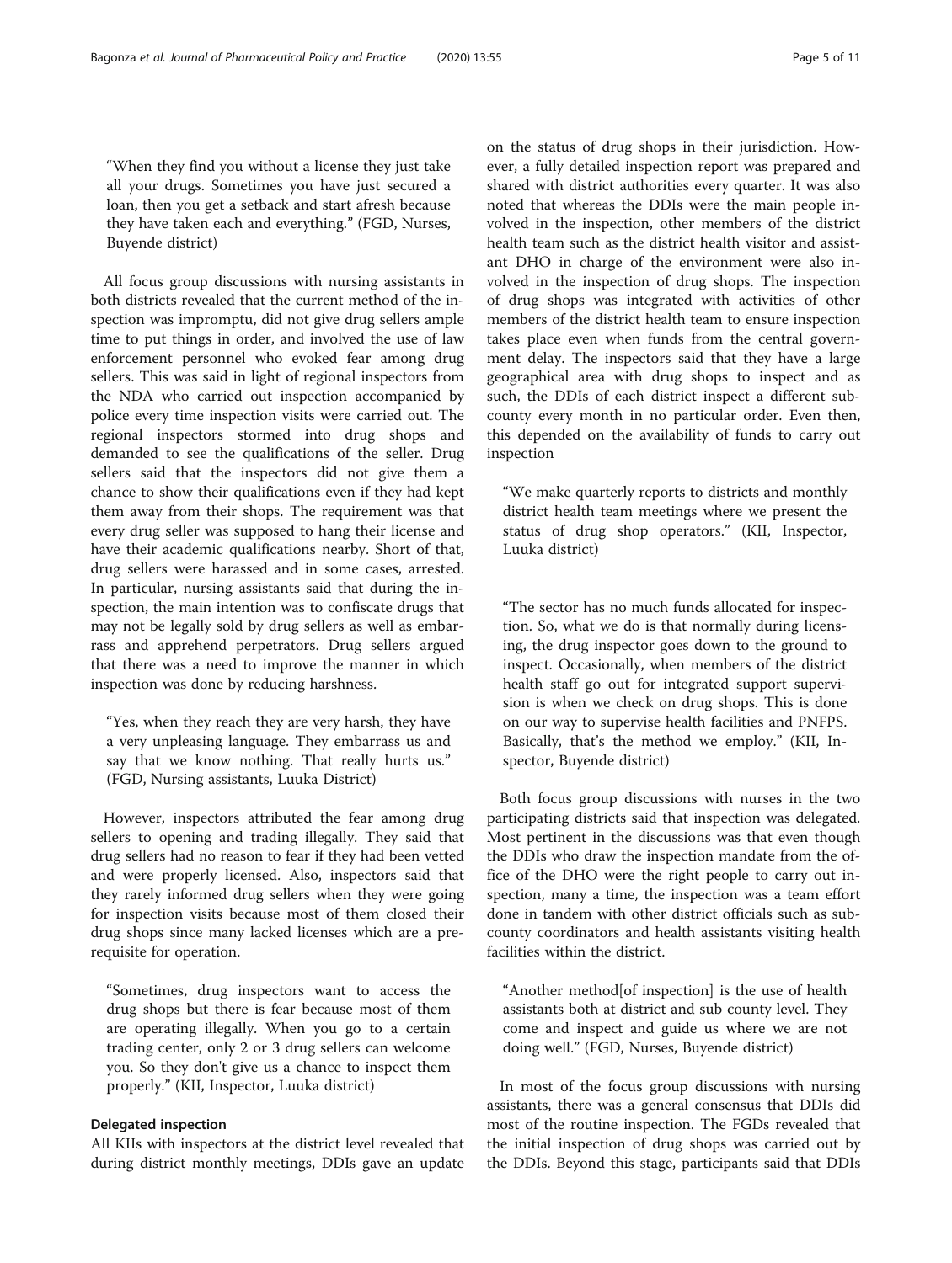"When they find you without a license they just take all your drugs. Sometimes you have just secured a loan, then you get a setback and start afresh because they have taken each and everything." (FGD, Nurses, Buyende district)

All focus group discussions with nursing assistants in both districts revealed that the current method of the inspection was impromptu, did not give drug sellers ample time to put things in order, and involved the use of law enforcement personnel who evoked fear among drug sellers. This was said in light of regional inspectors from the NDA who carried out inspection accompanied by police every time inspection visits were carried out. The regional inspectors stormed into drug shops and demanded to see the qualifications of the seller. Drug sellers said that the inspectors did not give them a chance to show their qualifications even if they had kept them away from their shops. The requirement was that every drug seller was supposed to hang their license and have their academic qualifications nearby. Short of that, drug sellers were harassed and in some cases, arrested. In particular, nursing assistants said that during the inspection, the main intention was to confiscate drugs that may not be legally sold by drug sellers as well as embarrass and apprehend perpetrators. Drug sellers argued that there was a need to improve the manner in which inspection was done by reducing harshness.

"Yes, when they reach they are very harsh, they have a very unpleasing language. They embarrass us and say that we know nothing. That really hurts us." (FGD, Nursing assistants, Luuka District)

However, inspectors attributed the fear among drug sellers to opening and trading illegally. They said that drug sellers had no reason to fear if they had been vetted and were properly licensed. Also, inspectors said that they rarely informed drug sellers when they were going for inspection visits because most of them closed their drug shops since many lacked licenses which are a prerequisite for operation.

"Sometimes, drug inspectors want to access the drug shops but there is fear because most of them are operating illegally. When you go to a certain trading center, only 2 or 3 drug sellers can welcome you. So they don't give us a chance to inspect them properly." (KII, Inspector, Luuka district)

### Delegated inspection

All KIIs with inspectors at the district level revealed that during district monthly meetings, DDIs gave an update on the status of drug shops in their jurisdiction. However, a fully detailed inspection report was prepared and shared with district authorities every quarter. It was also noted that whereas the DDIs were the main people involved in the inspection, other members of the district health team such as the district health visitor and assistant DHO in charge of the environment were also involved in the inspection of drug shops. The inspection of drug shops was integrated with activities of other members of the district health team to ensure inspection takes place even when funds from the central government delay. The inspectors said that they have a large geographical area with drug shops to inspect and as such, the DDIs of each district inspect a different subcounty every month in no particular order. Even then, this depended on the availability of funds to carry out inspection

"We make quarterly reports to districts and monthly district health team meetings where we present the status of drug shop operators." (KII, Inspector, Luuka district)

"The sector has no much funds allocated for inspection. So, what we do is that normally during licensing, the drug inspector goes down to the ground to inspect. Occasionally, when members of the district health staff go out for integrated support supervision is when we check on drug shops. This is done on our way to supervise health facilities and PNFPS. Basically, that's the method we employ." (KII, Inspector, Buyende district)

Both focus group discussions with nurses in the two participating districts said that inspection was delegated. Most pertinent in the discussions was that even though the DDIs who draw the inspection mandate from the office of the DHO were the right people to carry out inspection, many a time, the inspection was a team effort done in tandem with other district officials such as subcounty coordinators and health assistants visiting health facilities within the district.

"Another method[of inspection] is the use of health assistants both at district and sub county level. They come and inspect and guide us where we are not doing well." (FGD, Nurses, Buyende district)

In most of the focus group discussions with nursing assistants, there was a general consensus that DDIs did most of the routine inspection. The FGDs revealed that the initial inspection of drug shops was carried out by the DDIs. Beyond this stage, participants said that DDIs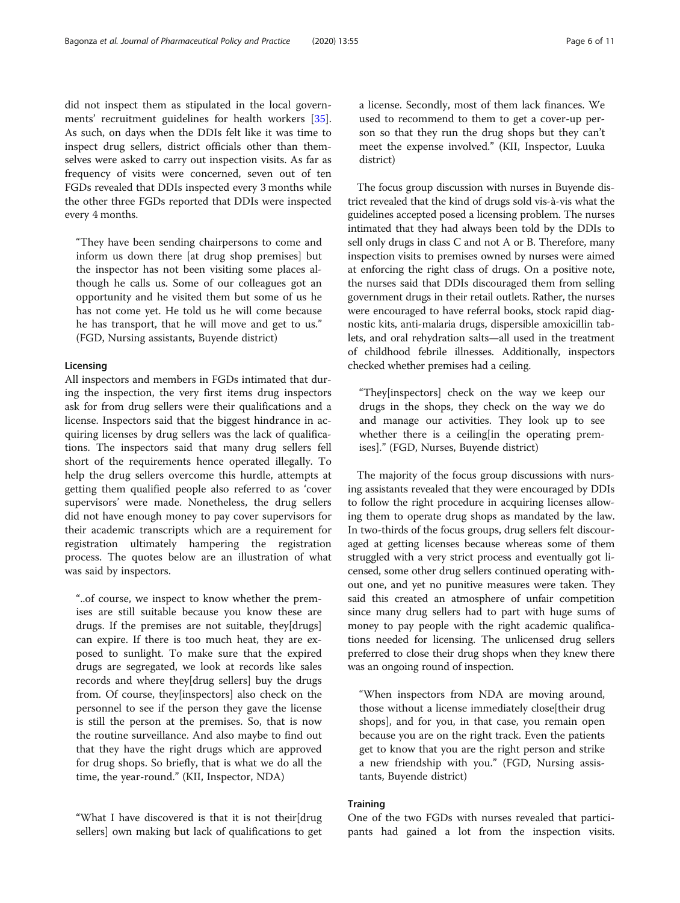did not inspect them as stipulated in the local governments' recruitment guidelines for health workers [35]. As such, on days when the DDIs felt like it was time to inspect drug sellers, district officials other than themselves were asked to carry out inspection visits. As far as frequency of visits were concerned, seven out of ten FGDs revealed that DDIs inspected every 3 months while the other three FGDs reported that DDIs were inspected every 4 months.

> "They have been sending chairpersons to come and inform us down there [at drug shop premises] but the inspector has not been visiting some places although he calls us. Some of our colleagues got an opportunity and he visited them but some of us he has not come yet. He told us he will come because he has transport, that he will move and get to us." (FGD, Nursing assistants, Buyende district)

### Licensing

All inspectors and members in FGDs intimated that during the inspection, the very first items drug inspectors ask for from drug sellers were their qualifications and a license. Inspectors said that the biggest hindrance in acquiring licenses by drug sellers was the lack of qualifications. The inspectors said that many drug sellers fell short of the requirements hence operated illegally. To help the drug sellers overcome this hurdle, attempts at getting them qualified people also referred to as 'cover supervisors' were made. Nonetheless, the drug sellers did not have enough money to pay cover supervisors for their academic transcripts which are a requirement for registration ultimately hampering the registration process. The quotes below are an illustration of what was said by inspectors.

> "..of course, we inspect to know whether the premises are still suitable because you know these are drugs. If the premises are not suitable, they[drugs] can expire. If there is too much heat, they are exposed to sunlight. To make sure that the expired drugs are segregated, we look at records like sales records and where they[drug sellers] buy the drugs from. Of course, they[inspectors] also check on the personnel to see if the person they gave the license is still the person at the premises. So, that is now the routine surveillance. And also maybe to find out that they have the right drugs which are approved for drug shops. So briefly, that is what we do all the time, the year-round." (KII, Inspector, NDA)

> "What I have discovered is that it is not their[drug sellers] own making but lack of qualifications to get a license. Secondly, most of them lack finances. We used to recommend to them to get a cover-up person so that they run the drug shops but they can't meet the expense involved." (KII, Inspector, Luuka district)

The focus group discussion with nurses in Buyende district revealed that the kind of drugs sold vis-à-vis what the guidelines accepted posed a licensing problem. The nurses intimated that they had always been told by the DDIs to sell only drugs in class C and not A or B. Therefore, many inspection visits to premises owned by nurses were aimed at enforcing the right class of drugs. On a positive note, the nurses said that DDIs discouraged them from selling government drugs in their retail outlets. Rather, the nurses were encouraged to have referral books, stock rapid diagnostic kits, anti-malaria drugs, dispersible amoxicillin tablets, and oral rehydration salts—all used in the treatment of childhood febrile illnesses. Additionally, inspectors checked whether premises had a ceiling.

> "They[inspectors] check on the way we keep our drugs in the shops, they check on the way we do and manage our activities. They look up to see whether there is a ceiling[in the operating premises]." (FGD, Nurses, Buyende district)

The majority of the focus group discussions with nursing assistants revealed that they were encouraged by DDIs to follow the right procedure in acquiring licenses allowing them to operate drug shops as mandated by the law. In two-thirds of the focus groups, drug sellers felt discouraged at getting licenses because whereas some of them struggled with a very strict process and eventually got licensed, some other drug sellers continued operating without one, and yet no punitive measures were taken. They said this created an atmosphere of unfair competition since many drug sellers had to part with huge sums of money to pay people with the right academic qualifications needed for licensing. The unlicensed drug sellers preferred to close their drug shops when they knew there was an ongoing round of inspection.

> "When inspectors from NDA are moving around, those without a license immediately close[their drug shops], and for you, in that case, you remain open because you are on the right track. Even the patients get to know that you are the right person and strike a new friendship with you." (FGD, Nursing assistants, Buyende district)

### Training

One of the two FGDs with nurses revealed that participants had gained a lot from the inspection visits.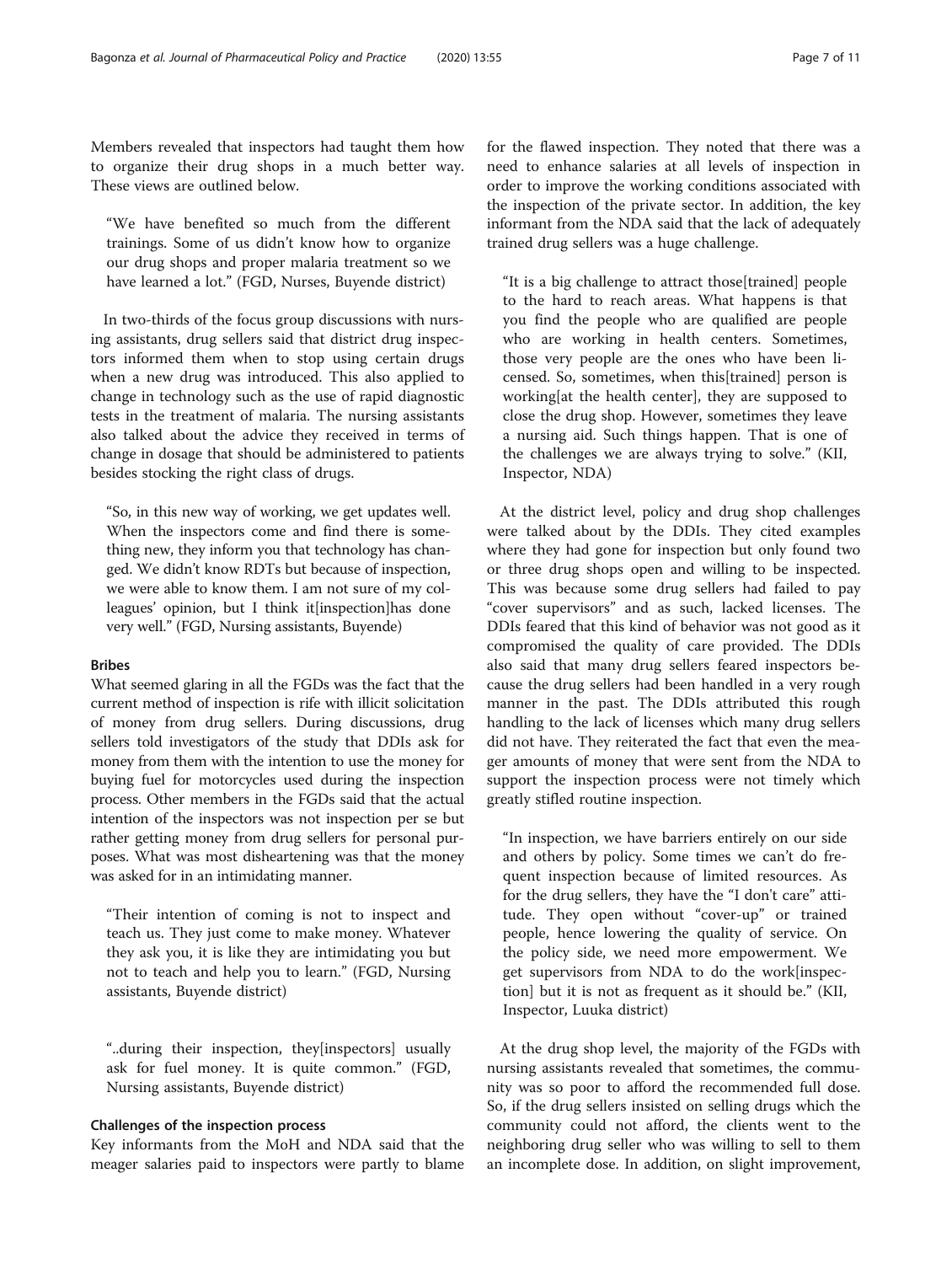Members revealed that inspectors had taught them how to organize their drug shops in a much better way. These views are outlined below.

> "We have benefited so much from the different trainings. Some of us didn't know how to organize our drug shops and proper malaria treatment so we have learned a lot." (FGD, Nurses, Buyende district)

In two-thirds of the focus group discussions with nursing assistants, drug sellers said that district drug inspectors informed them when to stop using certain drugs when a new drug was introduced. This also applied to change in technology such as the use of rapid diagnostic tests in the treatment of malaria. The nursing assistants also talked about the advice they received in terms of change in dosage that should be administered to patients besides stocking the right class of drugs.

> "So, in this new way of working, we get updates well. When the inspectors come and find there is something new, they inform you that technology has changed. We didn't know RDTs but because of inspection, we were able to know them. I am not sure of my colleagues' opinion, but I think it[inspection]has done very well." (FGD, Nursing assistants, Buyende)

#### Bribes

What seemed glaring in all the FGDs was the fact that the current method of inspection is rife with illicit solicitation of money from drug sellers. During discussions, drug sellers told investigators of the study that DDIs ask for money from them with the intention to use the money for buying fuel for motorcycles used during the inspection process. Other members in the FGDs said that the actual intention of the inspectors was not inspection per se but rather getting money from drug sellers for personal purposes. What was most disheartening was that the money was asked for in an intimidating manner.

> "Their intention of coming is not to inspect and teach us. They just come to make money. Whatever they ask you, it is like they are intimidating you but not to teach and help you to learn." (FGD, Nursing assistants, Buyende district)

> "..during their inspection, they[inspectors] usually ask for fuel money. It is quite common." (FGD, Nursing assistants, Buyende district)

#### Challenges of the inspection process

Key informants from the MoH and NDA said that the meager salaries paid to inspectors were partly to blame for the flawed inspection. They noted that there was a need to enhance salaries at all levels of inspection in order to improve the working conditions associated with the inspection of the private sector. In addition, the key informant from the NDA said that the lack of adequately trained drug sellers was a huge challenge.

> "It is a big challenge to attract those[trained] people to the hard to reach areas. What happens is that you find the people who are qualified are people who are working in health centers. Sometimes, those very people are the ones who have been licensed. So, sometimes, when this[trained] person is working[at the health center], they are supposed to close the drug shop. However, sometimes they leave a nursing aid. Such things happen. That is one of the challenges we are always trying to solve." (KII, Inspector, NDA)

At the district level, policy and drug shop challenges were talked about by the DDIs. They cited examples where they had gone for inspection but only found two or three drug shops open and willing to be inspected. This was because some drug sellers had failed to pay "cover supervisors" and as such, lacked licenses. The DDIs feared that this kind of behavior was not good as it compromised the quality of care provided. The DDIs also said that many drug sellers feared inspectors because the drug sellers had been handled in a very rough manner in the past. The DDIs attributed this rough handling to the lack of licenses which many drug sellers did not have. They reiterated the fact that even the meager amounts of money that were sent from the NDA to support the inspection process were not timely which greatly stifled routine inspection.

> "In inspection, we have barriers entirely on our side and others by policy. Some times we can't do frequent inspection because of limited resources. As for the drug sellers, they have the "I don't care" attitude. They open without "cover-up" or trained people, hence lowering the quality of service. On the policy side, we need more empowerment. We get supervisors from NDA to do the work[inspection] but it is not as frequent as it should be." (KII, Inspector, Luuka district)

At the drug shop level, the majority of the FGDs with nursing assistants revealed that sometimes, the community was so poor to afford the recommended full dose. So, if the drug sellers insisted on selling drugs which the community could not afford, the clients went to the neighboring drug seller who was willing to sell to them an incomplete dose. In addition, on slight improvement,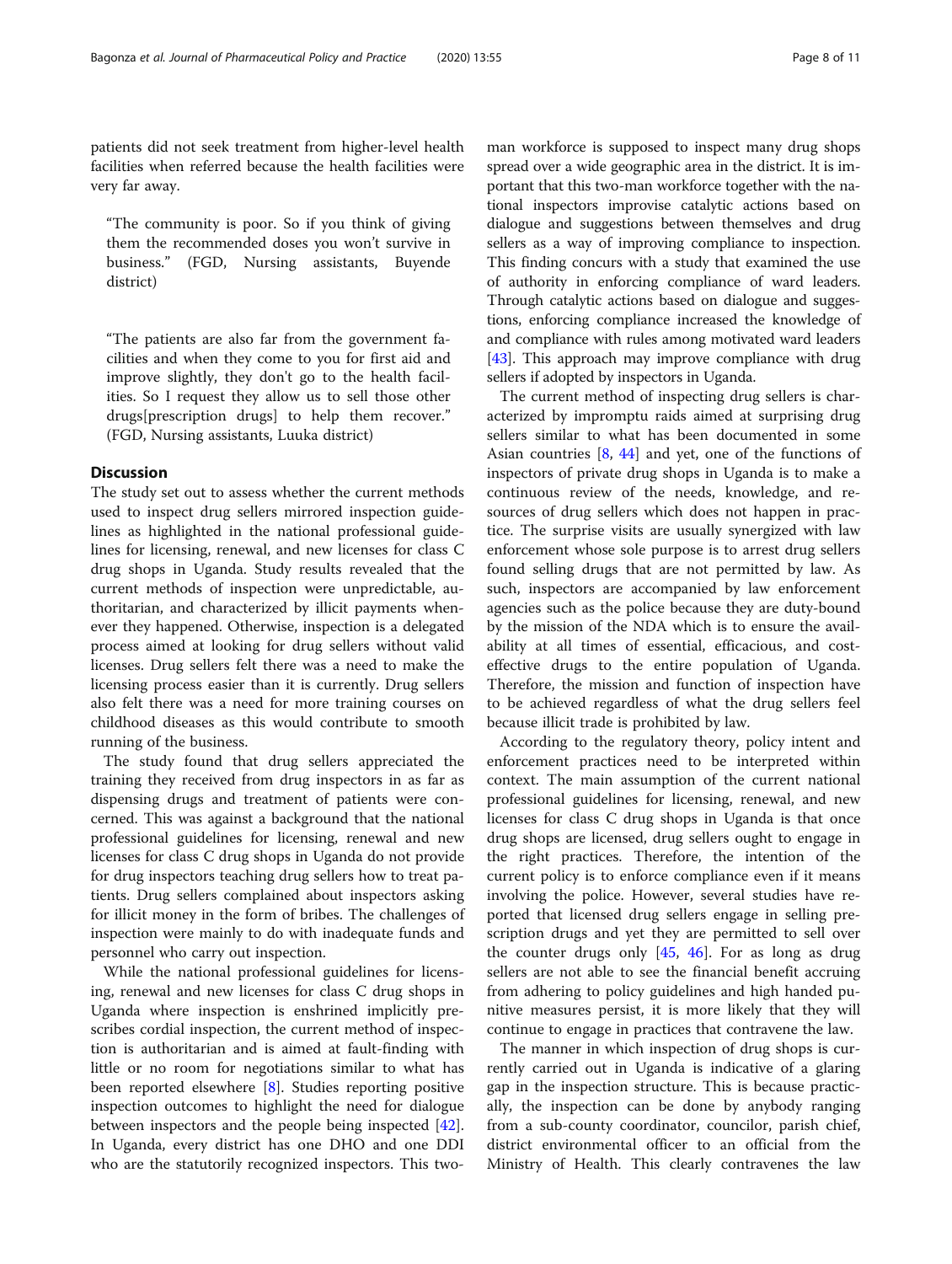patients did not seek treatment from higher-level health facilities when referred because the health facilities were very far away.

> "The community is poor. So if you think of giving them the recommended doses you won't survive in business." (FGD, Nursing assistants, Buyende district)

> "The patients are also far from the government facilities and when they come to you for first aid and improve slightly, they don't go to the health facilities. So I request they allow us to sell those other drugs[prescription drugs] to help them recover." (FGD, Nursing assistants, Luuka district)

## Discussion

The study set out to assess whether the current methods used to inspect drug sellers mirrored inspection guidelines as highlighted in the national professional guidelines for licensing, renewal, and new licenses for class C drug shops in Uganda. Study results revealed that the current methods of inspection were unpredictable, authoritarian, and characterized by illicit payments whenever they happened. Otherwise, inspection is a delegated process aimed at looking for drug sellers without valid licenses. Drug sellers felt there was a need to make the licensing process easier than it is currently. Drug sellers also felt there was a need for more training courses on childhood diseases as this would contribute to smooth running of the business.

The study found that drug sellers appreciated the training they received from drug inspectors in as far as dispensing drugs and treatment of patients were concerned. This was against a background that the national professional guidelines for licensing, renewal and new licenses for class C drug shops in Uganda do not provide for drug inspectors teaching drug sellers how to treat patients. Drug sellers complained about inspectors asking for illicit money in the form of bribes. The challenges of inspection were mainly to do with inadequate funds and personnel who carry out inspection.

While the national professional guidelines for licensing, renewal and new licenses for class C drug shops in Uganda where inspection is enshrined implicitly prescribes cordial inspection, the current method of inspection is authoritarian and is aimed at fault-finding with little or no room for negotiations similar to what has been reported elsewhere [8]. Studies reporting positive inspection outcomes to highlight the need for dialogue between inspectors and the people being inspected [42]. In Uganda, every district has one DHO and one DDI who are the statutorily recognized inspectors. This two-man workforce is supposed to inspect many drug shops spread over a wide geographic area in the district. It is important that this two-man workforce together with the national inspectors improvise catalytic actions based on dialogue and suggestions between themselves and drug sellers as a way of improving compliance to inspection. This finding concurs with a study that examined the use of authority in enforcing compliance of ward leaders. Through catalytic actions based on dialogue and suggestions, enforcing compliance increased the knowledge of and compliance with rules among motivated ward leaders [43]. This approach may improve compliance with drug sellers if adopted by inspectors in Uganda.

The current method of inspecting drug sellers is characterized by impromptu raids aimed at surprising drug sellers similar to what has been documented in some Asian countries [8, 44] and yet, one of the functions of inspectors of private drug shops in Uganda is to make a continuous review of the needs, knowledge, and resources of drug sellers which does not happen in practice. The surprise visits are usually synergized with law enforcement whose sole purpose is to arrest drug sellers found selling drugs that are not permitted by law. As such, inspectors are accompanied by law enforcement agencies such as the police because they are duty-bound by the mission of the NDA which is to ensure the availability at all times of essential, efficacious, and cost-effective drugs to the entire population of Uganda. Therefore, the mission and function of inspection have to be achieved regardless of what the drug sellers feel because illicit trade is prohibited by law.

According to the regulatory theory, policy intent and enforcement practices need to be interpreted within context. The main assumption of the current national professional guidelines for licensing, renewal, and new licenses for class C drug shops in Uganda is that once drug shops are licensed, drug sellers ought to engage in the right practices. Therefore, the intention of the current policy is to enforce compliance even if it means involving the police. However, several studies have reported that licensed drug sellers engage in selling prescription drugs and yet they are permitted to sell over the counter drugs only [45, 46]. For as long as drug sellers are not able to see the financial benefit accruing from adhering to policy guidelines and high handed punitive measures persist, it is more likely that they will continue to engage in practices that contravene the law.

The manner in which inspection of drug shops is currently carried out in Uganda is indicative of a glaring gap in the inspection structure. This is because practically, the inspection can be done by anybody ranging from a sub-county coordinator, councilor, parish chief, district environmental officer to an official from the Ministry of Health. This clearly contravenes the law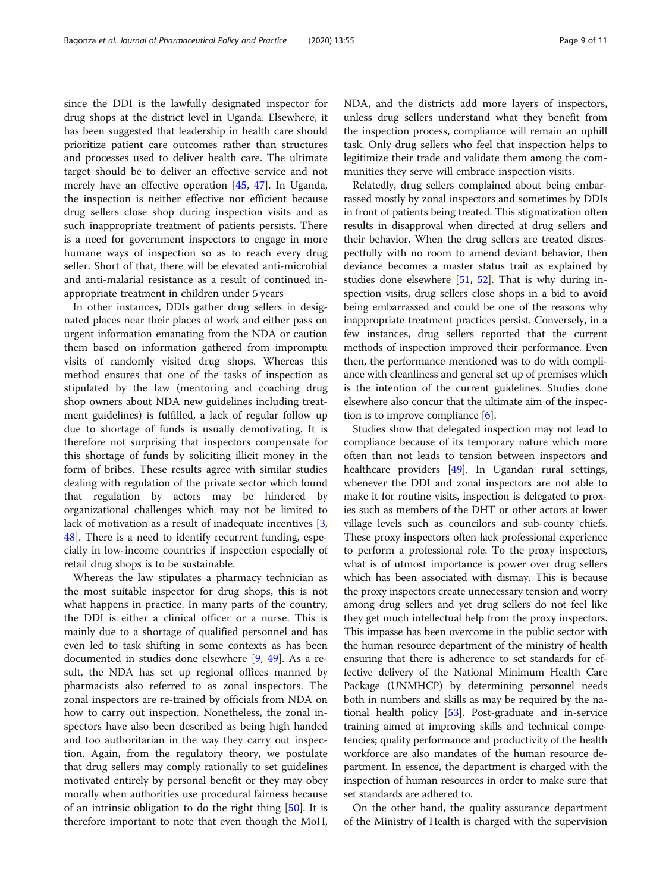since the DDI is the lawfully designated inspector for drug shops at the district level in Uganda. Elsewhere, it has been suggested that leadership in health care should prioritize patient care outcomes rather than structures and processes used to deliver health care. The ultimate target should be to deliver an effective service and not merely have an effective operation [45, 47]. In Uganda, the inspection is neither effective nor efficient because drug sellers close shop during inspection visits and as such inappropriate treatment of patients persists. There is a need for government inspectors to engage in more humane ways of inspection so as to reach every drug seller. Short of that, there will be elevated anti-microbial and anti-malarial resistance as a result of continued inappropriate treatment in children under 5 years

In other instances, DDIs gather drug sellers in designated places near their places of work and either pass on urgent information emanating from the NDA or caution them based on information gathered from impromptu visits of randomly visited drug shops. Whereas this method ensures that one of the tasks of inspection as stipulated by the law (mentoring and coaching drug shop owners about NDA new guidelines including treatment guidelines) is fulfilled, a lack of regular follow up due to shortage of funds is usually demotivating. It is therefore not surprising that inspectors compensate for this shortage of funds by soliciting illicit money in the form of bribes. These results agree with similar studies dealing with regulation of the private sector which found that regulation by actors may be hindered by organizational challenges which may not be limited to lack of motivation as a result of inadequate incentives [3, 48]. There is a need to identify recurrent funding, especially in low-income countries if inspection especially of retail drug shops is to be sustainable.

Whereas the law stipulates a pharmacy technician as the most suitable inspector for drug shops, this is not what happens in practice. In many parts of the country, the DDI is either a clinical officer or a nurse. This is mainly due to a shortage of qualified personnel and has even led to task shifting in some contexts as has been documented in studies done elsewhere [9, 49]. As a result, the NDA has set up regional offices manned by pharmacists also referred to as zonal inspectors. The zonal inspectors are re-trained by officials from NDA on how to carry out inspection. Nonetheless, the zonal inspectors have also been described as being high handed and too authoritarian in the way they carry out inspection. Again, from the regulatory theory, we postulate that drug sellers may comply rationally to set guidelines motivated entirely by personal benefit or they may obey morally when authorities use procedural fairness because of an intrinsic obligation to do the right thing [50]. It is therefore important to note that even though the MoH, NDA, and the districts add more layers of inspectors, unless drug sellers understand what they benefit from the inspection process, compliance will remain an uphill task. Only drug sellers who feel that inspection helps to legitimize their trade and validate them among the communities they serve will embrace inspection visits.

Relatedly, drug sellers complained about being embarrassed mostly by zonal inspectors and sometimes by DDIs in front of patients being treated. This stigmatization often results in disapproval when directed at drug sellers and their behavior. When the drug sellers are treated disrespectfully with no room to amend deviant behavior, then deviance becomes a master status trait as explained by studies done elsewhere [51, 52]. That is why during inspection visits, drug sellers close shops in a bid to avoid being embarrassed and could be one of the reasons why inappropriate treatment practices persist. Conversely, in a few instances, drug sellers reported that the current methods of inspection improved their performance. Even then, the performance mentioned was to do with compliance with cleanliness and general set up of premises which is the intention of the current guidelines. Studies done elsewhere also concur that the ultimate aim of the inspection is to improve compliance [6].

Studies show that delegated inspection may not lead to compliance because of its temporary nature which more often than not leads to tension between inspectors and healthcare providers [49]. In Ugandan rural settings, whenever the DDI and zonal inspectors are not able to make it for routine visits, inspection is delegated to proxies such as members of the DHT or other actors at lower village levels such as councilors and sub-county chiefs. These proxy inspectors often lack professional experience to perform a professional role. To the proxy inspectors, what is of utmost importance is power over drug sellers which has been associated with dismay. This is because the proxy inspectors create unnecessary tension and worry among drug sellers and yet drug sellers do not feel like they get much intellectual help from the proxy inspectors. This impasse has been overcome in the public sector with the human resource department of the ministry of health ensuring that there is adherence to set standards for effective delivery of the National Minimum Health Care Package (UNMHCP) by determining personnel needs both in numbers and skills as may be required by the national health policy [53]. Post-graduate and in-service training aimed at improving skills and technical competencies; quality performance and productivity of the health workforce are also mandates of the human resource department. In essence, the department is charged with the inspection of human resources in order to make sure that set standards are adhered to.

On the other hand, the quality assurance department of the Ministry of Health is charged with the supervision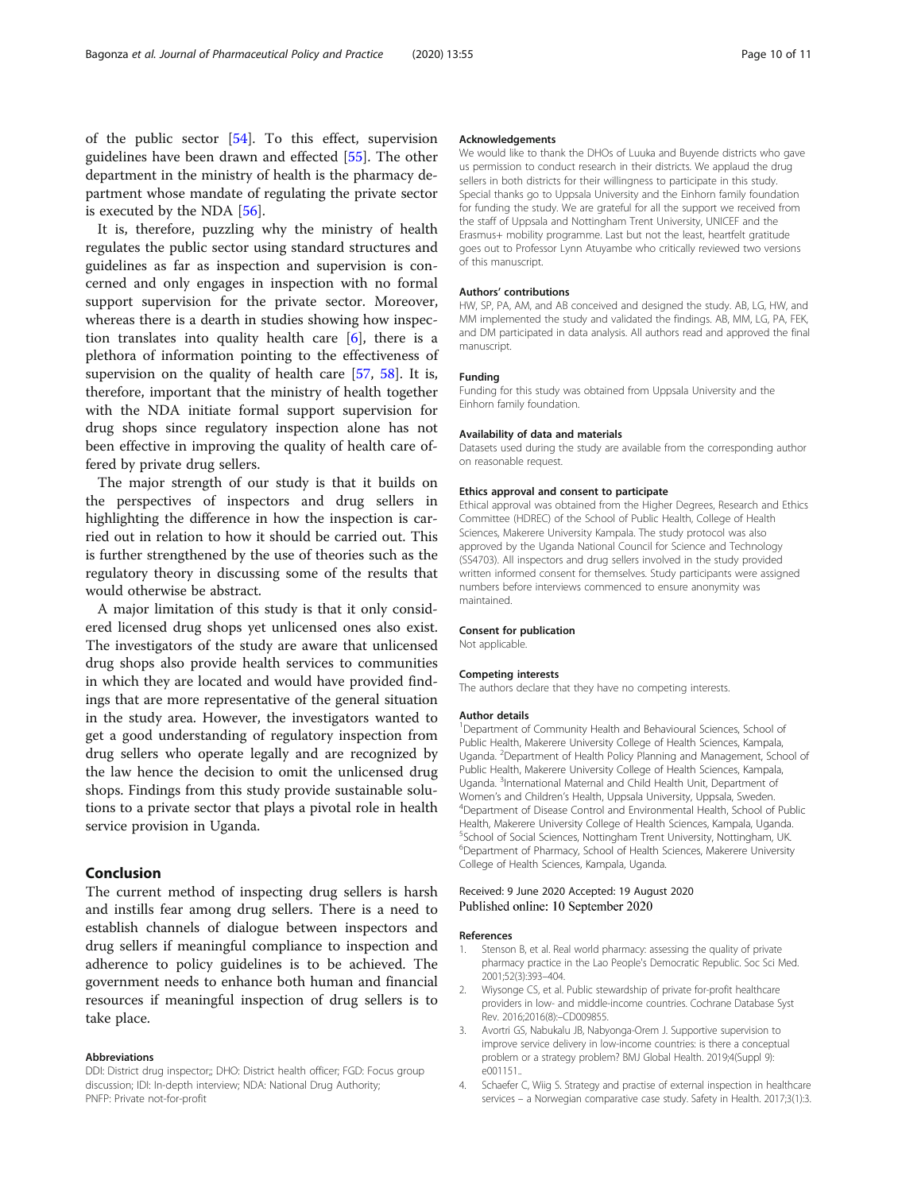of the public sector [54]. To this effect, supervision guidelines have been drawn and effected [55]. The other department in the ministry of health is the pharmacy department whose mandate of regulating the private sector is executed by the NDA [56].

It is, therefore, puzzling why the ministry of health regulates the public sector using standard structures and guidelines as far as inspection and supervision is concerned and only engages in inspection with no formal support supervision for the private sector. Moreover, whereas there is a dearth in studies showing how inspection translates into quality health care [6], there is a plethora of information pointing to the effectiveness of supervision on the quality of health care [57, 58]. It is, therefore, important that the ministry of health together with the NDA initiate formal support supervision for drug shops since regulatory inspection alone has not been effective in improving the quality of health care offered by private drug sellers.

The major strength of our study is that it builds on the perspectives of inspectors and drug sellers in highlighting the difference in how the inspection is carried out in relation to how it should be carried out. This is further strengthened by the use of theories such as the regulatory theory in discussing some of the results that would otherwise be abstract.

A major limitation of this study is that it only considered licensed drug shops yet unlicensed ones also exist. The investigators of the study are aware that unlicensed drug shops also provide health services to communities in which they are located and would have provided findings that are more representative of the general situation in the study area. However, the investigators wanted to get a good understanding of regulatory inspection from drug sellers who operate legally and are recognized by the law hence the decision to omit the unlicensed drug shops. Findings from this study provide sustainable solutions to a private sector that plays a pivotal role in health service provision in Uganda.

## Conclusion

The current method of inspecting drug sellers is harsh and instills fear among drug sellers. There is a need to establish channels of dialogue between inspectors and drug sellers if meaningful compliance to inspection and adherence to policy guidelines is to be achieved. The government needs to enhance both human and financial resources if meaningful inspection of drug sellers is to take place.

#### Abbreviations

DDI: District drug inspector;; DHO: District health officer; FGD: Focus group discussion; IDI: In-depth interview; NDA: National Drug Authority; PNFP: Private not-for-profit

#### Acknowledgements

We would like to thank the DHOs of Luuka and Buyende districts who gave us permission to conduct research in their districts. We applaud the drug sellers in both districts for their willingness to participate in this study. Special thanks go to Uppsala University and the Einhorn family foundation for funding the study. We are grateful for all the support we received from the staff of Uppsala and Nottingham Trent University, UNICEF and the Erasmus+ mobility programme. Last but not the least, heartfelt gratitude goes out to Professor Lynn Atuyambe who critically reviewed two versions of this manuscript.

#### Authors' contributions

HW, SP, PA, AM, and AB conceived and designed the study. AB, LG, HW, and MM implemented the study and validated the findings. AB, MM, LG, PA, FEK, and DM participated in data analysis. All authors read and approved the final manuscript.

#### Funding

Funding for this study was obtained from Uppsala University and the Einhorn family foundation.

#### Availability of data and materials

Datasets used during the study are available from the corresponding author on reasonable request.

#### Ethics approval and consent to participate

Ethical approval was obtained from the Higher Degrees, Research and Ethics Committee (HDREC) of the School of Public Health, College of Health Sciences, Makerere University Kampala. The study protocol was also approved by the Uganda National Council for Science and Technology (SS4703). All inspectors and drug sellers involved in the study provided written informed consent for themselves. Study participants were assigned numbers before interviews commenced to ensure anonymity was maintained.

#### Consent for publication

Not applicable.

#### Competing interests

The authors declare that they have no competing interests.

#### Author details

[1]Department of Community Health and Behavioural Sciences, School of Public Health, Makerere University College of Health Sciences, Kampala, Uganda. [2]Department of Health Policy Planning and Management, School of Public Health, Makerere University College of Health Sciences, Kampala, Uganda. [3]International Maternal and Child Health Unit, Department of Women's and Children's Health, Uppsala University, Uppsala, Sweden. [4]Department of Disease Control and Environmental Health, School of Public Health, Makerere University College of Health Sciences, Kampala, Uganda. [5]School of Social Sciences, Nottingham Trent University, Nottingham, UK. [6]Department of Pharmacy, School of Health Sciences, Makerere University College of Health Sciences, Kampala, Uganda.

Received: 9 June 2020 Accepted: 19 August 2020
Published online: 10 September 2020

#### References

1. Stenson B, et al. Real world pharmacy: assessing the quality of private pharmacy practice in the Lao People's Democratic Republic. Soc Sci Med. 2001;52(3):393–404.
2. Wiysonge CS, et al. Public stewardship of private for-profit healthcare providers in low- and middle-income countries. Cochrane Database Syst Rev. 2016;2016(8):–CD009855.
3. Avortri GS, Nabukalu JB, Nabyonga-Orem J. Supportive supervision to improve service delivery in low-income countries: is there a conceptual problem or a strategy problem? BMJ Global Health. 2019;4(Suppl 9): e001151..
4. Schaefer C, Wiig S. Strategy and practise of external inspection in healthcare services – a Norwegian comparative case study. Safety in Health. 2017;3(1):3.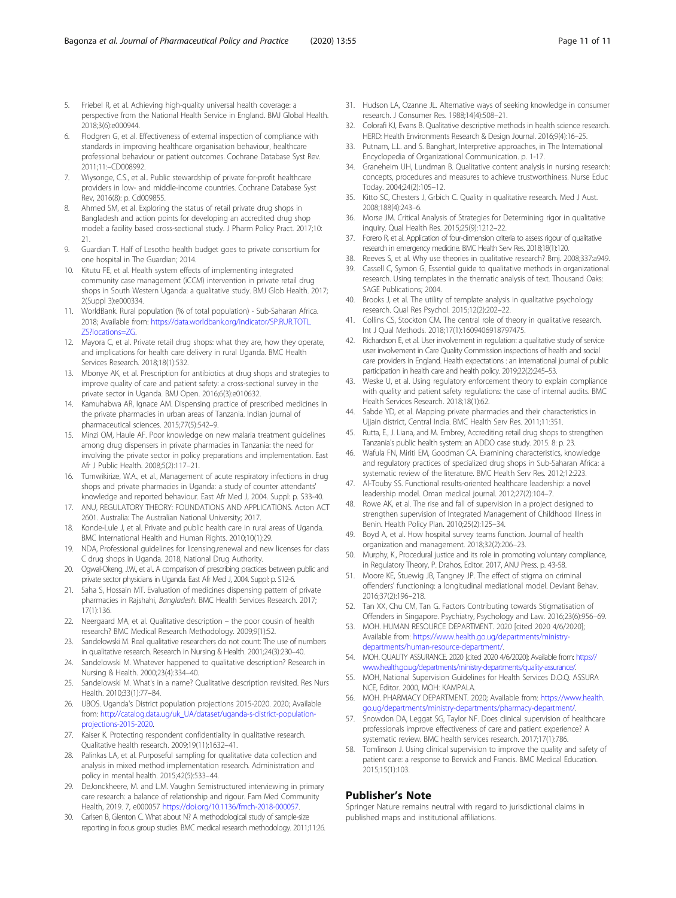5. Friebel R, et al. Achieving high-quality universal health coverage: a perspective from the National Health Service in England. BMJ Global Health. 2018;3(6):e000944.
6. Flodgren G, et al. Effectiveness of external inspection of compliance with standards in improving healthcare organisation behaviour, healthcare professional behaviour or patient outcomes. Cochrane Database Syst Rev. 2011;11:–CD008992.
7. Wiysonge, C.S., et al.. Public stewardship of private for-profit healthcare providers in low- and middle-income countries. Cochrane Database Syst Rev, 2016(8): p. Cd009855.
8. Ahmed SM, et al. Exploring the status of retail private drug shops in Bangladesh and action points for developing an accredited drug shop model: a facility based cross-sectional study. J Pharm Policy Pract. 2017;10: 21.
9. Guardian T. Half of Lesotho health budget goes to private consortium for one hospital in The Guardian; 2014.
10. Kitutu FE, et al. Health system effects of implementing integrated community case management (iCCM) intervention in private retail drug shops in South Western Uganda: a qualitative study. BMJ Glob Health. 2017; 2(Suppl 3):e000334.
11. WorldBank. Rural population (% of total population) - Sub-Saharan Africa. 2018; Available from: https://data.worldbank.org/indicator/SP.RUR.TOTL.ZS?locations=ZG.
12. Mayora C, et al. Private retail drug shops: what they are, how they operate, and implications for health care delivery in rural Uganda. BMC Health Services Research. 2018;18(1):532.
13. Mbonye AK, et al. Prescription for antibiotics at drug shops and strategies to improve quality of care and patient safety: a cross-sectional survey in the private sector in Uganda. BMJ Open. 2016;6(3):e010632.
14. Kamuhabwa AR, Ignace AM. Dispensing practice of prescribed medicines in the private pharmacies in urban areas of Tanzania. Indian journal of pharmaceutical sciences. 2015;77(5):542–9.
15. Minzi OM, Haule AF. Poor knowledge on new malaria treatment guidelines among drug dispensers in private pharmacies in Tanzania: the need for involving the private sector in policy preparations and implementation. East Afr J Public Health. 2008;5(2):117–21.
16. Tumwikirize, W.A., et al., Management of acute respiratory infections in drug shops and private pharmacies in Uganda: a study of counter attendants' knowledge and reported behaviour. East Afr Med J, 2004. Suppl: p. S33-40.
17. ANU, REGULATORY THEORY: FOUNDATIONS AND APPLICATIONS. Acton ACT 2601. Australia: The Australian National University; 2017.
18. Konde-Lule J, et al. Private and public health care in rural areas of Uganda. BMC International Health and Human Rights. 2010;10(1):29.
19. NDA, Professional guidelines for licensing,renewal and new licenses for class C drug shops in Uganda. 2018, National Drug Authority.
20. Ogwal-Okeng, J.W., et al. A comparison of prescribing practices between public and private sector physicians in Uganda. East Afr Med J, 2004. Suppl: p. S12-6.
21. Saha S, Hossain MT. Evaluation of medicines dispensing pattern of private pharmacies in Rajshahi, *Bangladesh*. BMC Health Services Research. 2017; 17(1):136.
22. Neergaard MA, et al. Qualitative description – the poor cousin of health research? BMC Medical Research Methodology. 2009;9(1):52.
23. Sandelowski M. Real qualitative researchers do not count: The use of numbers in qualitative research. Research in Nursing & Health. 2001;24(3):230–40.
24. Sandelowski M. Whatever happened to qualitative description? Research in Nursing & Health. 2000;23(4):334–40.
25. Sandelowski M. What's in a name? Qualitative description revisited. Res Nurs Health. 2010;33(1):77–84.
26. UBOS. Uganda's District population projections 2015-2020. 2020; Available from: http://catalog.data.ug/uk_UA/dataset/uganda-s-district-population-projections-2015-2020.
27. Kaiser K. Protecting respondent confidentiality in qualitative research. Qualitative health research. 2009;19(11):1632–41.
28. Palinkas LA, et al. Purposeful sampling for qualitative data collection and analysis in mixed method implementation research. Administration and policy in mental health. 2015;42(5):533–44.
29. DeJonckheere, M. and L.M. Vaughn Semistructured interviewing in primary care research: a balance of relationship and rigour. Fam Med Community Health, 2019. 7, e000057 https://doi.org/10.1136/fmch-2018-000057.
30. Carlsen B, Glenton C. What about N? A methodological study of sample-size reporting in focus group studies. BMC medical research methodology. 2011;11:26.
31. Hudson LA, Ozanne JL. Alternative ways of seeking knowledge in consumer research. J Consumer Res. 1988;14(4):508–21.
32. Colorafi KJ, Evans B. Qualitative descriptive methods in health science research. HERD: Health Environments Research & Design Journal. 2016;9(4):16–25.
33. Putnam, L.L. and S. Banghart, Interpretive approaches, in The International Encyclopedia of Organizational Communication. p. 1-17.
34. Graneheim UH, Lundman B. Qualitative content analysis in nursing research: concepts, procedures and measures to achieve trustworthiness. Nurse Educ Today. 2004;24(2):105–12.
35. Kitto SC, Chesters J, Grbich C. Quality in qualitative research. Med J Aust. 2008;188(4):243–6.
36. Morse JM. Critical Analysis of Strategies for Determining rigor in qualitative inquiry. Qual Health Res. 2015;25(9):1212–22.
37. Forero R, et al. Application of four-dimension criteria to assess rigour of qualitative research in emergency medicine. BMC Health Serv Res. 2018;18(1):120.
38. Reeves S, et al. Why use theories in qualitative research? Bmj. 2008;337:a949.
39. Cassell C, Symon G, Essential guide to qualitative methods in organizational research. Using templates in the thematic analysis of text. Thousand Oaks: SAGE Publications; 2004.
40. Brooks J, et al. The utility of template analysis in qualitative psychology research. Qual Res Psychol. 2015;12(2):202–22.
41. Collins CS, Stockton CM. The central role of theory in qualitative research. Int J Qual Methods. 2018;17(1):1609406918797475.
42. Richardson E, et al. User involvement in regulation: a qualitative study of service user involvement in Care Quality Commission inspections of health and social care providers in England. Health expectations : an international journal of public participation in health care and health policy. 2019;22(2):245–53.
43. Weske U, et al. Using regulatory enforcement theory to explain compliance with quality and patient safety regulations: the case of internal audits. BMC Health Services Research. 2018;18(1):62.
44. Sabde YD, et al. Mapping private pharmacies and their characteristics in Ujjain district, Central India. BMC Health Serv Res. 2011;11:351.
45. Rutta, E., J. Liana, and M. Embrey, Accrediting retail drug shops to strengthen Tanzania's public health system: an ADDO case study. 2015. 8: p. 23.
46. Wafula FN, Miriti EM, Goodman CA. Examining characteristics, knowledge and regulatory practices of specialized drug shops in Sub-Saharan Africa: a systematic review of the literature. BMC Health Serv Res. 2012;12:223.
47. Al-Touby SS. Functional results-oriented healthcare leadership: a novel leadership model. Oman medical journal. 2012;27(2):104–7.
48. Rowe AK, et al. The rise and fall of supervision in a project designed to strengthen supervision of Integrated Management of Childhood Illness in Benin. Health Policy Plan. 2010;25(2):125–34.
49. Boyd A, et al. How hospital survey teams function. Journal of health organization and management. 2018;32(2):206–23.
50. Murphy, K., Procedural justice and its role in promoting voluntary compliance, in Regulatory Theory, P. Drahos, Editor. 2017, ANU Press. p. 43-58.
51. Moore KE, Stuewig JB, Tangney JP. The effect of stigma on criminal offenders' functioning: a longitudinal mediational model. Deviant Behav. 2016;37(2):196–218.
52. Tan XX, Chu CM, Tan G. Factors Contributing towards Stigmatisation of Offenders in Singapore. Psychiatry, Psychology and Law. 2016;23(6):956–69.
53. MOH. HUMAN RESOURCE DEPARTMENT. 2020 [cited 2020 4/6/2020]; Available from: https://www.health.go.ug/departments/ministry-departments/human-resource-department/.
54. MOH. QUALITY ASSURANCE. 2020 [cited 2020 4/6/2020]; Available from: https://www.health.go.ug/departments/ministry-departments/quality-assurance/.
55. MOH, National Supervision Guidelines for Health Services D.O.Q. ASSURANCE, Editor. 2000, MOH: KAMPALA.
56. MOH. PHARMACY DEPARTMENT. 2020; Available from: https://www.health.go.ug/departments/ministry-departments/pharmacy-department/.
57. Snowdon DA, Leggat SG, Taylor NF. Does clinical supervision of healthcare professionals improve effectiveness of care and patient experience? A systematic review. BMC health services research. 2017;17(1):786.
58. Tomlinson J. Using clinical supervision to improve the quality and safety of patient care: a response to Berwick and Francis. BMC Medical Education. 2015;15(1):103.

## Publisher's Note

Springer Nature remains neutral with regard to jurisdictional claims in published maps and institutional affiliations.